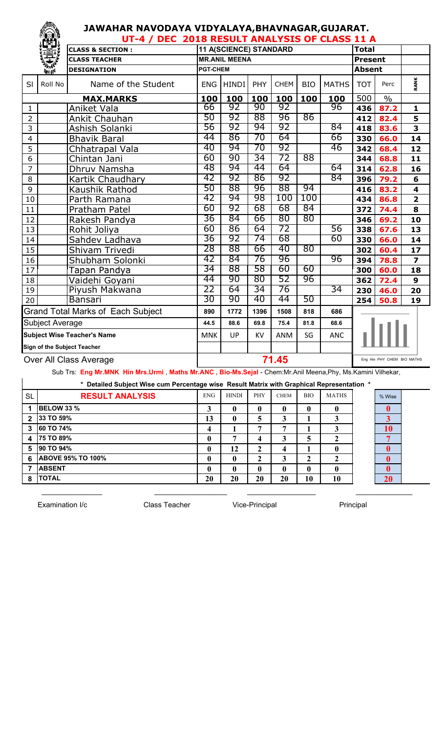# JAWAHAR NAVODAYA VIDYALAYA,BHAVNAGAR,GUJARAT.

## UT-4 / DEC 2018 RESULT ANALYSIS OF CLASS 11 A

| CLASS & SECTION : | 11 A(SCIENCE) STANDARD | Total | |
|---|---|---|---|
| CLASS TEACHER | MR.ANIL MEENA | Present | |
| DESIGNATION | PGT-CHEM | Absent | |

| Sl | Roll No | Name of the Student | ENG | HINDI | PHY | CHEM | BIO | MATHS | TOT | Perc | RANK |
|---|---|---|---|---|---|---|---|---|---|---|---|
| | | **MAX.MARKS** | 100 | 100 | 100 | 100 | 100 | 100 | 500 | % | |
| 1 | | Aniket Vala | 66 | 92 | 90 | 92 | | 96 | 436 | 87.2 | 1 |
| 2 | | Ankit Chauhan | 50 | 92 | 88 | 96 | 86 | | 412 | 82.4 | 5 |
| 3 | | Ashish Solanki | 56 | 92 | 94 | 92 | | 84 | 418 | 83.6 | 3 |
| 4 | | Bhavik Baral | 44 | 86 | 70 | 64 | | 66 | 330 | 66.0 | 14 |
| 5 | | Chhatrapal Vala | 40 | 94 | 70 | 92 | | 46 | 342 | 68.4 | 12 |
| 6 | | Chintan Jani | 60 | 90 | 34 | 72 | 88 | | 344 | 68.8 | 11 |
| 7 | | Dhruv Namsha | 48 | 94 | 44 | 64 | | 64 | 314 | 62.8 | 16 |
| 8 | | Kartik Chaudhary | 42 | 92 | 86 | 92 | | 84 | 396 | 79.2 | 6 |
| 9 | | Kaushik Rathod | 50 | 88 | 96 | 88 | 94 | | 416 | 83.2 | 4 |
| 10 | | Parth Ramana | 42 | 94 | 98 | 100 | 100 | | 434 | 86.8 | 2 |
| 11 | | Pratham Patel | 60 | 92 | 68 | 68 | 84 | | 372 | 74.4 | 8 |
| 12 | | Rakesh Pandya | 36 | 84 | 66 | 80 | 80 | | 346 | 69.2 | 10 |
| 13 | | Rohit Joliya | 60 | 86 | 64 | 72 | | 56 | 338 | 67.6 | 13 |
| 14 | | Sahdev Ladhava | 36 | 92 | 74 | 68 | | 60 | 330 | 66.0 | 14 |
| 15 | | Shivam Trivedi | 28 | 88 | 66 | 40 | 80 | | 302 | 60.4 | 17 |
| 16 | | Shubham Solonki | 42 | 84 | 76 | 96 | | 96 | 394 | 78.8 | 7 |
| 17 | | Tapan Pandya | 34 | 88 | 58 | 60 | 60 | | 300 | 60.0 | 18 |
| 18 | | Vaidehi Goyani | 44 | 90 | 80 | 52 | 96 | | 362 | 72.4 | 9 |
| 19 | | Piyush Makwana | 22 | 64 | 34 | 76 | | 34 | 230 | 46.0 | 20 |
| 20 | | Bansari | 30 | 90 | 40 | 44 | 50 | | 254 | 50.8 | 19 |
| | | Grand Total Marks of Each Subject | 890 | 1772 | 1396 | 1508 | 818 | 686 | | | |
| | | Subject Average | 44.5 | 88.6 | 69.8 | 75.4 | 81.8 | 68.6 | | | |
| | | **Subject Wise Teacher's Name** | MNK | UP | KV | ANM | SG | ANC | | | |
| | | **Sign of the Subject Teacher** | | | | | | | | | |
| | | Over All Class Average | | | | 71.45 | | | | | |

Eng Hin PHY CHEM BIO MATHS

Sub Trs: **Eng Mr.MNK Hin Mrs.Urmi , Maths Mr.ANC , Bio-Ms.Sejal** - Chem:Mr.Anil Meena,Phy, Ms.Kamini Vilhekar,

**\* Detailed Subject Wise cum Percentage wise Result Matrix with Graphical Representation \***

| SL | RESULT ANALYSIS | ENG | HINDI | PHY | CHEM | BIO | MATHS | % Wise |
|---|---|---|---|---|---|---|---|---|
| 1 | BELOW 33 % | 3 | 0 | 0 | 0 | 0 | 0 | 0 |
| 2 | 33 TO 59% | 13 | 0 | 5 | 3 | 1 | 3 | 3 |
| 3 | 60 TO 74% | 4 | 1 | 7 | 7 | 1 | 3 | 10 |
| 4 | 75 TO 89% | 0 | 7 | 4 | 3 | 5 | 2 | 7 |
| 5 | 90 TO 94% | 0 | 12 | 2 | 4 | 1 | 0 | 0 |
| 6 | ABOVE 95% TO 100% | 0 | 0 | 2 | 3 | 2 | 2 | 0 |
| 7 | ABSENT | 0 | 0 | 0 | 0 | 0 | 0 | 0 |
| 8 | TOTAL | 20 | 20 | 20 | 20 | 10 | 10 | 20 |

Examination I/c Class Teacher Vice-Principal Principal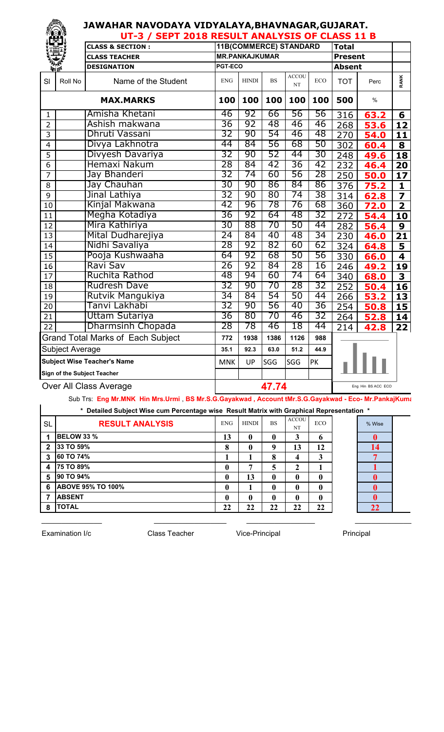# JAWAHAR NAVODAYA VIDYALAYA,BHAVNAGAR,GUJARAT.

## UT-3 / SEPT 2018 RESULT ANALYSIS OF CLASS 11 B

| | | | | | | | | | | |
|---|---|---|---|---|---|---|---|---|---|---|
| **CLASS & SECTION :** | | | 11B(COMMERCE) STANDARD | | | | | **Total** | | |
| **CLASS TEACHER** | | | MR.PANKAJKUMAR | | | | | **Present** | | |
| **DESIGNATION** | | | PGT-ECO | | | | | **Absent** | | |
| Sl | Roll No | Name of the Student | ENG | HINDI | BS | ACCOUNT | ECO | TOT | Perc | RANK |
| | | **MAX.MARKS** | 100 | 100 | 100 | 100 | 100 | 500 | % | |
| 1 | | Amisha Khetani | 46 | 92 | 66 | 56 | 56 | 316 | 63.2 | 6 |
| 2 | | Ashish makwana | 36 | 92 | 48 | 46 | 46 | 268 | 53.6 | 12 |
| 3 | | Dhruti Vassani | 32 | 90 | 54 | 46 | 48 | 270 | 54.0 | 11 |
| 4 | | Divya Lakhnotra | 44 | 84 | 56 | 68 | 50 | 302 | 60.4 | 8 |
| 5 | | Divyesh Davariya | 32 | 90 | 52 | 44 | 30 | 248 | 49.6 | 18 |
| 6 | | Hemaxi Nakum | 28 | 84 | 42 | 36 | 42 | 232 | 46.4 | 20 |
| 7 | | Jay Bhanderi | 32 | 74 | 60 | 56 | 28 | 250 | 50.0 | 17 |
| 8 | | Jay Chauhan | 30 | 90 | 86 | 84 | 86 | 376 | 75.2 | 1 |
| 9 | | Jinal Lathiya | 32 | 90 | 80 | 74 | 38 | 314 | 62.8 | 7 |
| 10 | | Kinjal Makwana | 42 | 96 | 78 | 76 | 68 | 360 | 72.0 | 2 |
| 11 | | Megha Kotadiya | 36 | 92 | 64 | 48 | 32 | 272 | 54.4 | 10 |
| 12 | | Mira Kathiriya | 30 | 88 | 70 | 50 | 44 | 282 | 56.4 | 9 |
| 13 | | Mital Dudharejiya | 24 | 84 | 40 | 48 | 34 | 230 | 46.0 | 21 |
| 14 | | Nidhi Savaliya | 28 | 92 | 82 | 60 | 62 | 324 | 64.8 | 5 |
| 15 | | Pooja Kushwaaha | 64 | 92 | 68 | 50 | 56 | 330 | 66.0 | 4 |
| 16 | | Ravi Sav | 26 | 92 | 84 | 28 | 16 | 246 | 49.2 | 19 |
| 17 | | Ruchita Rathod | 48 | 94 | 60 | 74 | 64 | 340 | 68.0 | 3 |
| 18 | | Rudresh Dave | 32 | 90 | 70 | 28 | 32 | 252 | 50.4 | 16 |
| 19 | | Rutvik Mangukiya | 34 | 84 | 54 | 50 | 44 | 266 | 53.2 | 13 |
| 20 | | Tanvi Lakhabi | 32 | 90 | 56 | 40 | 36 | 254 | 50.8 | 15 |
| 21 | | Uttam Sutariya | 36 | 80 | 70 | 46 | 32 | 264 | 52.8 | 14 |
| 22 | | Dharmsinh Chopada | 28 | 78 | 46 | 18 | 44 | 214 | 42.8 | 22 |
| Grand Total Marks of Each Subject | | | 772 | 1938 | 1386 | 1126 | 988 | | | |
| Subject Average | | | 35.1 | 92.3 | 63.0 | 51.2 | 44.9 | | | |
| Subject Wise Teacher's Name | | | MNK | UP | SGG | SGG | PK | | | |
| Sign of the Subject Teacher | | | | | | | | | | |
| Over All Class Average | | | 47.74 | | | | | | | |

Eng Hin BS ACC ECO

Sub Trs: **Eng Mr.MNK Hin Mrs.Urmi , BS Mr.S.G.Gayakwad , Account tMr.S.G.Gayakwad - Eco- Mr.PankajKuma**

**\* Detailed Subject Wise cum Percentage wise Result Matrix with Graphical Representation \***

| SL | RESULT ANALYSIS | ENG | HINDI | BS | ACCOUNT | ECO | % Wise |
|---|---|---|---|---|---|---|---|
| 1 | BELOW 33 % | 13 | 0 | 0 | 3 | 6 | 0 |
| 2 | 33 TO 59% | 8 | 0 | 9 | 13 | 12 | 14 |
| 3 | 60 TO 74% | 1 | 1 | 8 | 4 | 3 | 7 |
| 4 | 75 TO 89% | 0 | 7 | 5 | 2 | 1 | 1 |
| 5 | 90 TO 94% | 0 | 13 | 0 | 0 | 0 | 0 |
| 6 | ABOVE 95% TO 100% | 0 | 1 | 0 | 0 | 0 | 0 |
| 7 | ABSENT | 0 | 0 | 0 | 0 | 0 | 0 |
| 8 | TOTAL | 22 | 22 | 22 | 22 | 22 | 22 |

Examination I/c　　Class Teacher　　Vice-Principal　　Principal